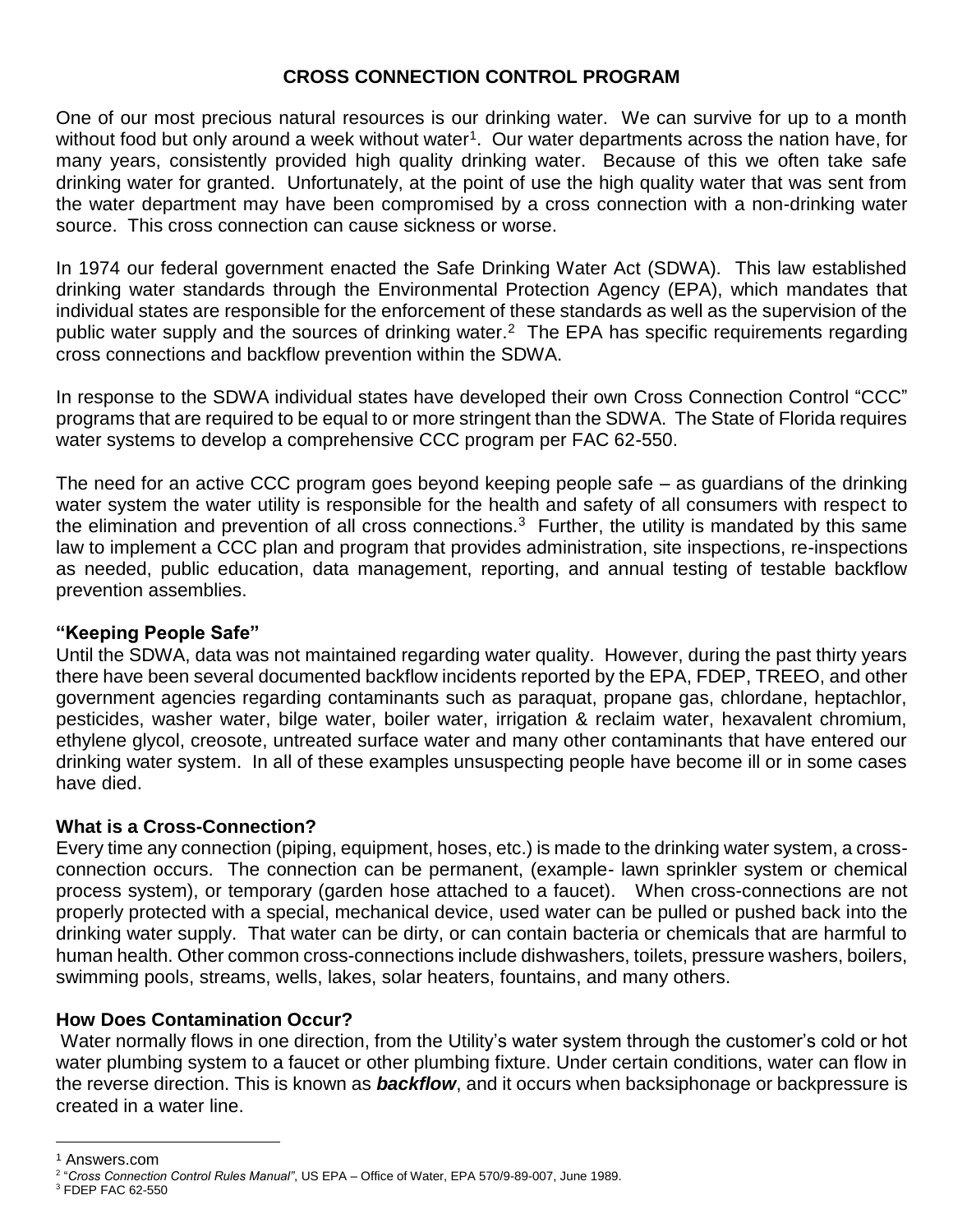# CROSS CONNECTION CONTROL PROGRAM

One of our most precious natural resources is our drinking water. We can survive for up to a month without food but only around a week without water[1]. Our water departments across the nation have, for many years, consistently provided high quality drinking water. Because of this we often take safe drinking water for granted. Unfortunately, at the point of use the high quality water that was sent from the water department may have been compromised by a cross connection with a non-drinking water source. This cross connection can cause sickness or worse.

In 1974 our federal government enacted the Safe Drinking Water Act (SDWA). This law established drinking water standards through the Environmental Protection Agency (EPA), which mandates that individual states are responsible for the enforcement of these standards as well as the supervision of the public water supply and the sources of drinking water.[2] The EPA has specific requirements regarding cross connections and backflow prevention within the SDWA.

In response to the SDWA individual states have developed their own Cross Connection Control "CCC" programs that are required to be equal to or more stringent than the SDWA. The State of Florida requires water systems to develop a comprehensive CCC program per FAC 62-550.

The need for an active CCC program goes beyond keeping people safe – as guardians of the drinking water system the water utility is responsible for the health and safety of all consumers with respect to the elimination and prevention of all cross connections.[3] Further, the utility is mandated by this same law to implement a CCC plan and program that provides administration, site inspections, re-inspections as needed, public education, data management, reporting, and annual testing of testable backflow prevention assemblies.

## "Keeping People Safe"

Until the SDWA, data was not maintained regarding water quality. However, during the past thirty years there have been several documented backflow incidents reported by the EPA, FDEP, TREEO, and other government agencies regarding contaminants such as paraquat, propane gas, chlordane, heptachlor, pesticides, washer water, bilge water, boiler water, irrigation & reclaim water, hexavalent chromium, ethylene glycol, creosote, untreated surface water and many other contaminants that have entered our drinking water system. In all of these examples unsuspecting people have become ill or in some cases have died.

## What is a Cross-Connection?

Every time any connection (piping, equipment, hoses, etc.) is made to the drinking water system, a cross-connection occurs. The connection can be permanent, (example- lawn sprinkler system or chemical process system), or temporary (garden hose attached to a faucet). When cross-connections are not properly protected with a special, mechanical device, used water can be pulled or pushed back into the drinking water supply. That water can be dirty, or can contain bacteria or chemicals that are harmful to human health. Other common cross-connections include dishwashers, toilets, pressure washers, boilers, swimming pools, streams, wells, lakes, solar heaters, fountains, and many others.

## How Does Contamination Occur?

Water normally flows in one direction, from the Utility's water system through the customer's cold or hot water plumbing system to a faucet or other plumbing fixture. Under certain conditions, water can flow in the reverse direction. This is known as ***backflow***, and it occurs when backsiphonage or backpressure is created in a water line.

---

[1] Answers.com
[2] "*Cross Connection Control Rules Manual*", US EPA – Office of Water, EPA 570/9-89-007, June 1989.
[3] FDEP FAC 62-550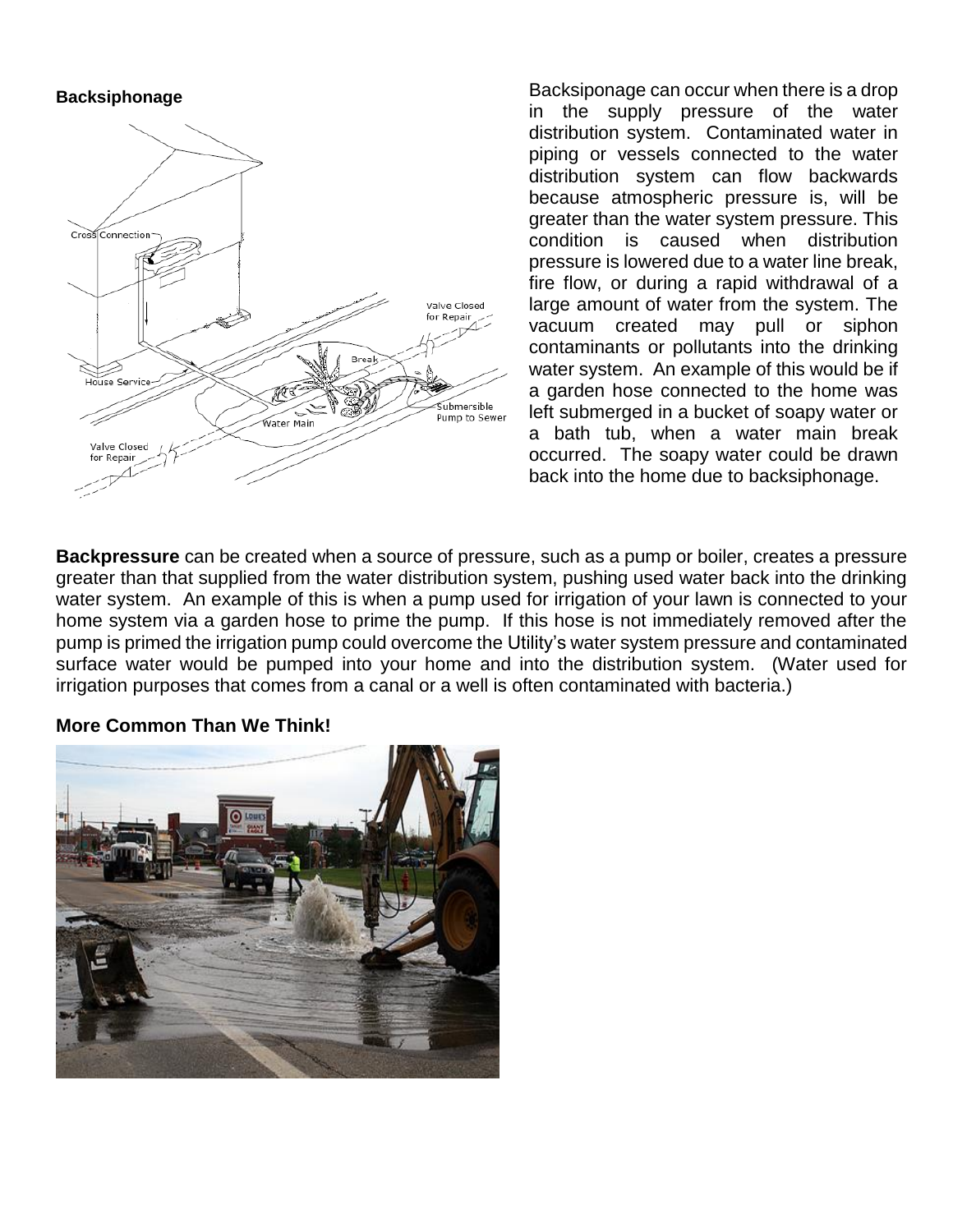**Backsiphonage**

Backsiponage can occur when there is a drop in the supply pressure of the water distribution system. Contaminated water in piping or vessels connected to the water distribution system can flow backwards because atmospheric pressure is, will be greater than the water system pressure. This condition is caused when distribution pressure is lowered due to a water line break, fire flow, or during a rapid withdrawal of a large amount of water from the system. The vacuum created may pull or siphon contaminants or pollutants into the drinking water system. An example of this would be if a garden hose connected to the home was left submerged in a bucket of soapy water or a bath tub, when a water main break occurred. The soapy water could be drawn back into the home due to backsiphonage.

**Backpressure** can be created when a source of pressure, such as a pump or boiler, creates a pressure greater than that supplied from the water distribution system, pushing used water back into the drinking water system. An example of this is when a pump used for irrigation of your lawn is connected to your home system via a garden hose to prime the pump. If this hose is not immediately removed after the pump is primed the irrigation pump could overcome the Utility's water system pressure and contaminated surface water would be pumped into your home and into the distribution system. (Water used for irrigation purposes that comes from a canal or a well is often contaminated with bacteria.)

**More Common Than We Think!**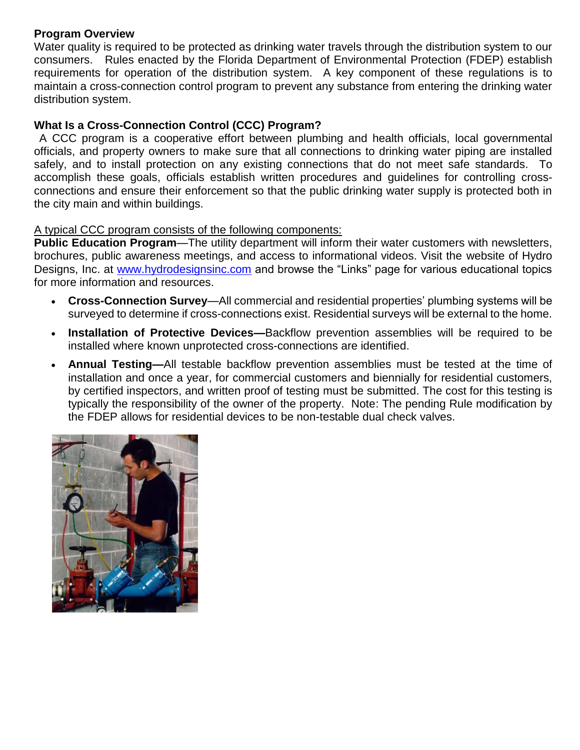**Program Overview**

Water quality is required to be protected as drinking water travels through the distribution system to our consumers. Rules enacted by the Florida Department of Environmental Protection (FDEP) establish requirements for operation of the distribution system. A key component of these regulations is to maintain a cross-connection control program to prevent any substance from entering the drinking water distribution system.

**What Is a Cross-Connection Control (CCC) Program?**

A CCC program is a cooperative effort between plumbing and health officials, local governmental officials, and property owners to make sure that all connections to drinking water piping are installed safely, and to install protection on any existing connections that do not meet safe standards. To accomplish these goals, officials establish written procedures and guidelines for controlling cross-connections and ensure their enforcement so that the public drinking water supply is protected both in the city main and within buildings.

A typical CCC program consists of the following components:

**Public Education Program**—The utility department will inform their water customers with newsletters, brochures, public awareness meetings, and access to informational videos. Visit the website of Hydro Designs, Inc. at [www.hydrodesignsinc.com](http://www.hydrodesignsinc.com) and browse the "Links" page for various educational topics for more information and resources.

- **Cross-Connection Survey**—All commercial and residential properties' plumbing systems will be surveyed to determine if cross-connections exist. Residential surveys will be external to the home.
- **Installation of Protective Devices—**Backflow prevention assemblies will be required to be installed where known unprotected cross-connections are identified.
- **Annual Testing—**All testable backflow prevention assemblies must be tested at the time of installation and once a year, for commercial customers and biennially for residential customers, by certified inspectors, and written proof of testing must be submitted. The cost for this testing is typically the responsibility of the owner of the property. Note: The pending Rule modification by the FDEP allows for residential devices to be non-testable dual check valves.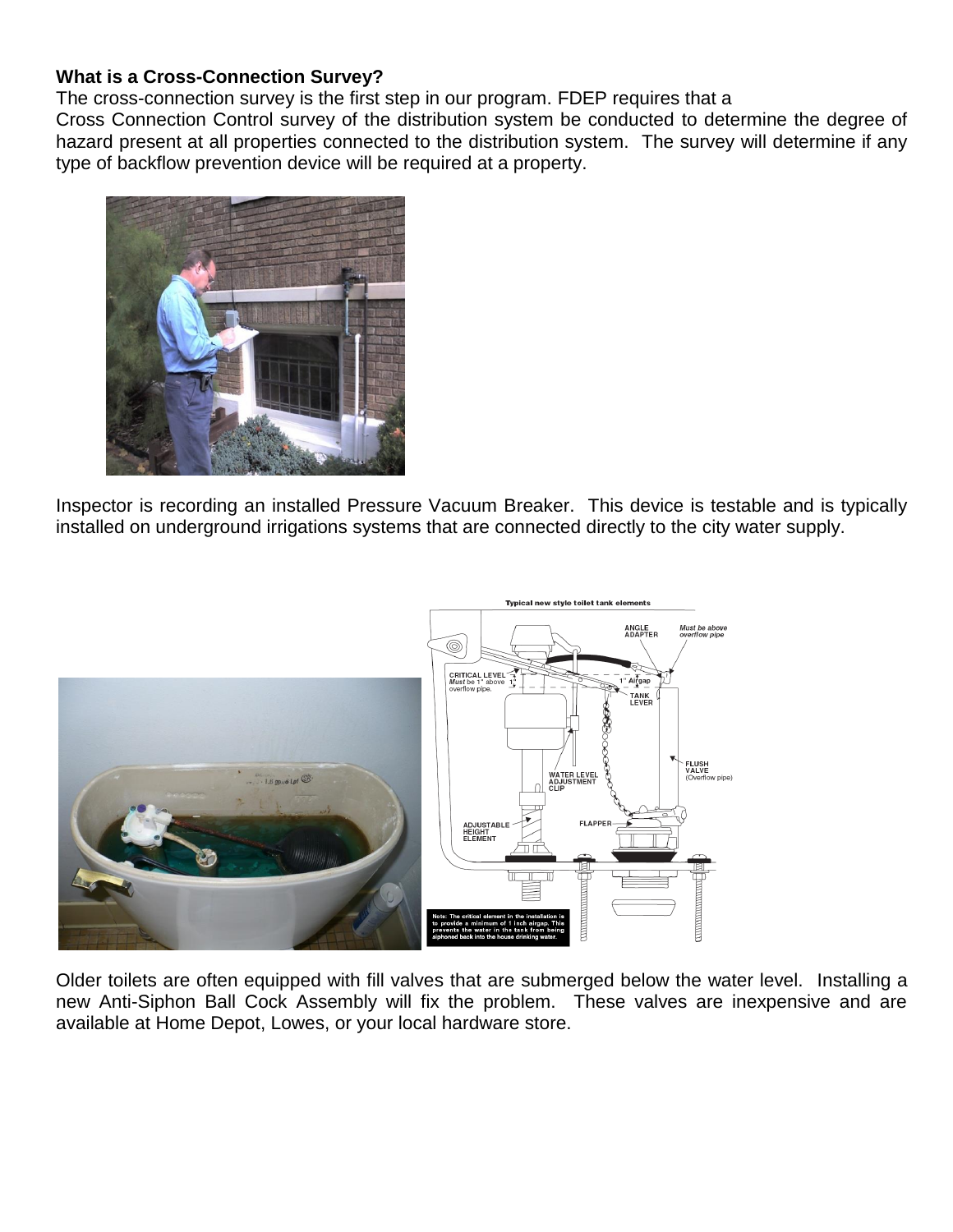**What is a Cross-Connection Survey?**

The cross-connection survey is the first step in our program. FDEP requires that a Cross Connection Control survey of the distribution system be conducted to determine the degree of hazard present at all properties connected to the distribution system. The survey will determine if any type of backflow prevention device will be required at a property.

Inspector is recording an installed Pressure Vacuum Breaker. This device is testable and is typically installed on underground irrigations systems that are connected directly to the city water supply.

Older toilets are often equipped with fill valves that are submerged below the water level. Installing a new Anti-Siphon Ball Cock Assembly will fix the problem. These valves are inexpensive and are available at Home Depot, Lowes, or your local hardware store.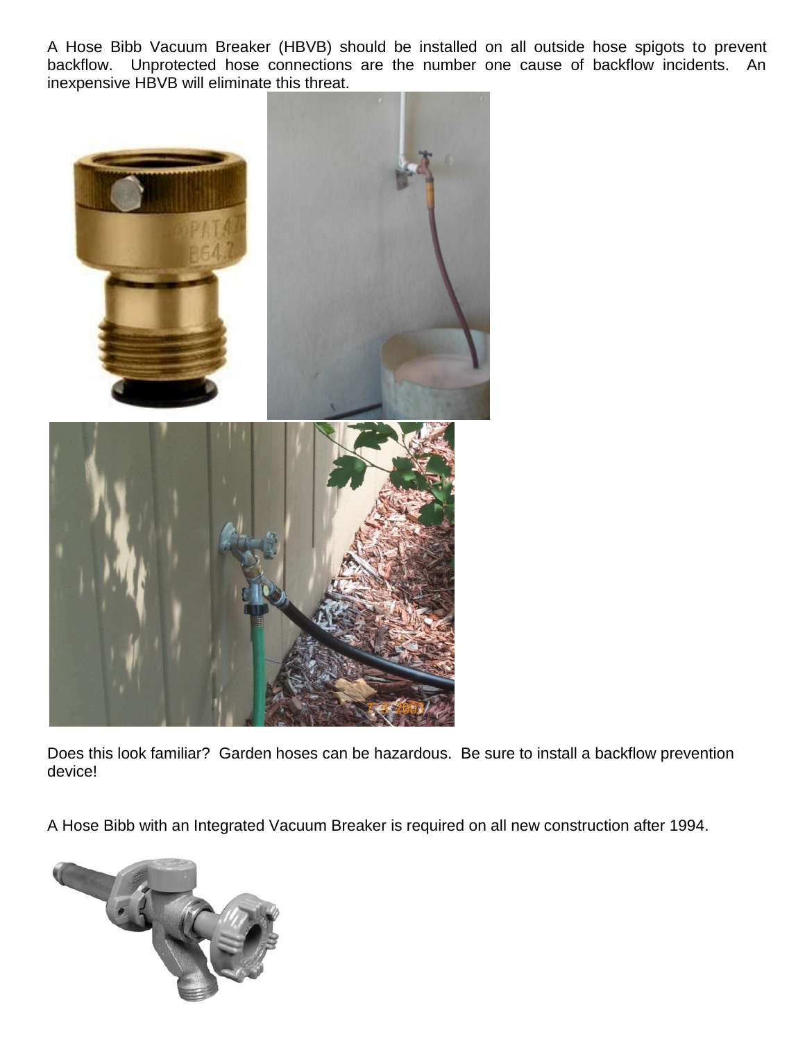A Hose Bibb Vacuum Breaker (HBVB) should be installed on all outside hose spigots to prevent backflow. Unprotected hose connections are the number one cause of backflow incidents. An inexpensive HBVB will eliminate this threat.

Does this look familiar? Garden hoses can be hazardous. Be sure to install a backflow prevention device!

A Hose Bibb with an Integrated Vacuum Breaker is required on all new construction after 1994.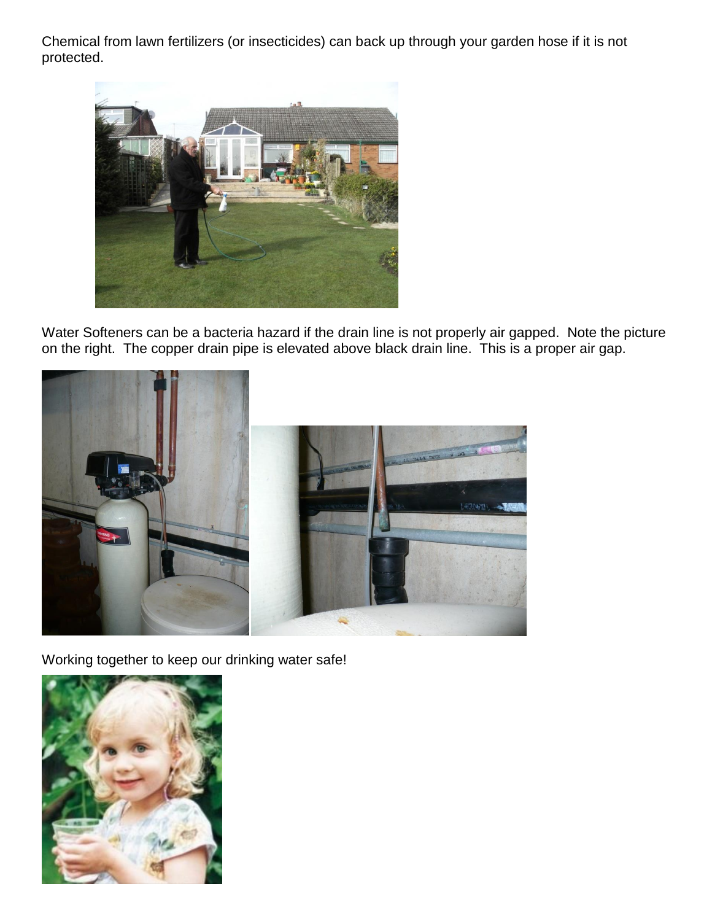Chemical from lawn fertilizers (or insecticides) can back up through your garden hose if it is not protected.

Water Softeners can be a bacteria hazard if the drain line is not properly air gapped. Note the picture on the right. The copper drain pipe is elevated above black drain line. This is a proper air gap.

Working together to keep our drinking water safe!